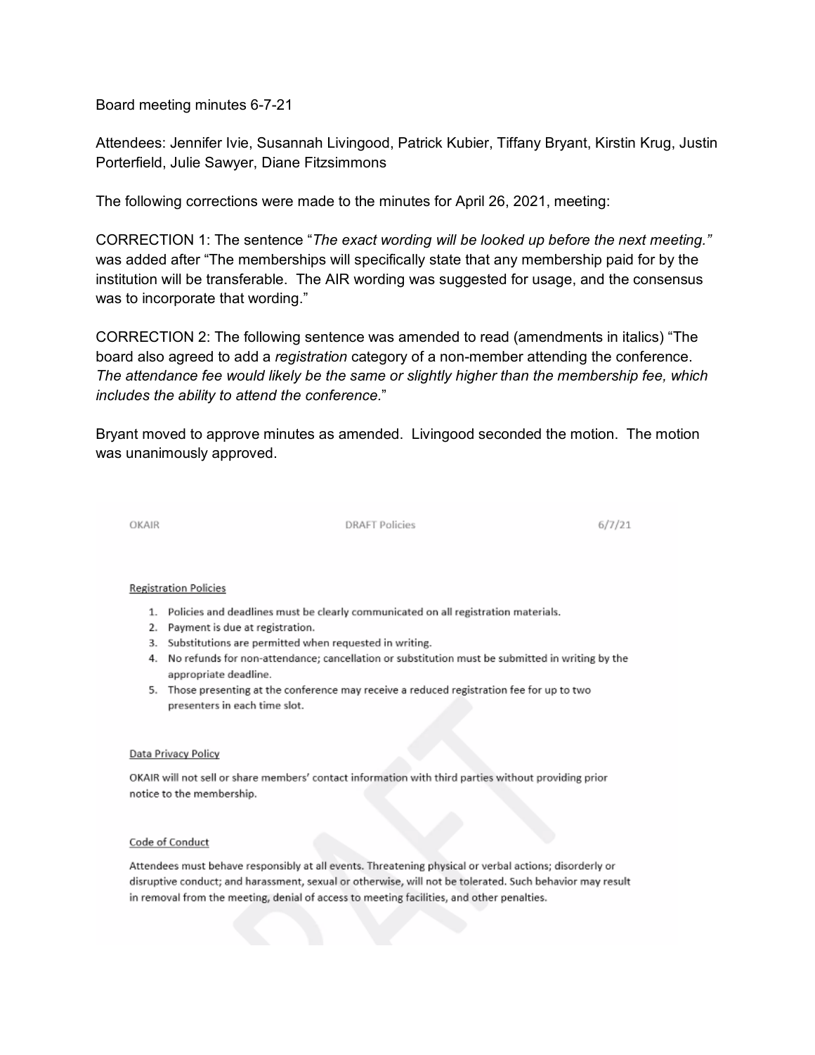Board meeting minutes 6-7-21

Attendees: Jennifer Ivie, Susannah Livingood, Patrick Kubier, Tiffany Bryant, Kirstin Krug, Justin Porterfield, Julie Sawyer, Diane Fitzsimmons

The following corrections were made to the minutes for April 26, 2021, meeting:

CORRECTION 1: The sentence "*The exact wording will be looked up before the next meeting.*" was added after "The memberships will specifically state that any membership paid for by the institution will be transferable. The AIR wording was suggested for usage, and the consensus was to incorporate that wording."

CORRECTION 2: The following sentence was amended to read (amendments in italics) "The board also agreed to add a *registration* category of a non-member attending the conference. *The attendance fee would likely be the same or slightly higher than the membership fee, which includes the ability to attend the conference.*"

Bryant moved to approve minutes as amended. Livingood seconded the motion. The motion was unanimously approved.

OKAIR DRAFT Policies 6/7/21

Registration Policies

1. Policies and deadlines must be clearly communicated on all registration materials.
2. Payment is due at registration.
3. Substitutions are permitted when requested in writing.
4. No refunds for non-attendance; cancellation or substitution must be submitted in writing by the appropriate deadline.
5. Those presenting at the conference may receive a reduced registration fee for up to two presenters in each time slot.

Data Privacy Policy

OKAIR will not sell or share members' contact information with third parties without providing prior notice to the membership.

Code of Conduct

Attendees must behave responsibly at all events. Threatening physical or verbal actions; disorderly or disruptive conduct; and harassment, sexual or otherwise, will not be tolerated. Such behavior may result in removal from the meeting, denial of access to meeting facilities, and other penalties.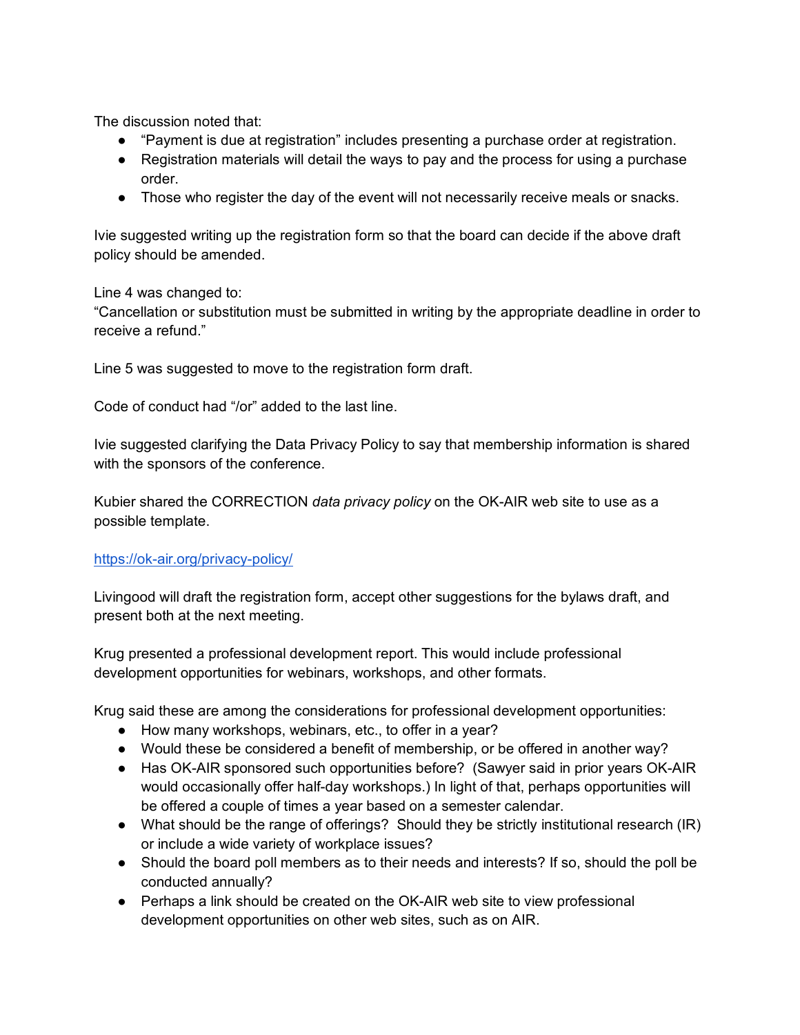The discussion noted that:

- "Payment is due at registration" includes presenting a purchase order at registration.
- Registration materials will detail the ways to pay and the process for using a purchase order.
- Those who register the day of the event will not necessarily receive meals or snacks.

Ivie suggested writing up the registration form so that the board can decide if the above draft policy should be amended.

Line 4 was changed to:
"Cancellation or substitution must be submitted in writing by the appropriate deadline in order to receive a refund."

Line 5 was suggested to move to the registration form draft.

Code of conduct had "/or" added to the last line.

Ivie suggested clarifying the Data Privacy Policy to say that membership information is shared with the sponsors of the conference.

Kubier shared the CORRECTION *data privacy policy* on the OK-AIR web site to use as a possible template.

https://ok-air.org/privacy-policy/

Livingood will draft the registration form, accept other suggestions for the bylaws draft, and present both at the next meeting.

Krug presented a professional development report. This would include professional development opportunities for webinars, workshops, and other formats.

Krug said these are among the considerations for professional development opportunities:

- How many workshops, webinars, etc., to offer in a year?
- Would these be considered a benefit of membership, or be offered in another way?
- Has OK-AIR sponsored such opportunities before? (Sawyer said in prior years OK-AIR would occasionally offer half-day workshops.) In light of that, perhaps opportunities will be offered a couple of times a year based on a semester calendar.
- What should be the range of offerings? Should they be strictly institutional research (IR) or include a wide variety of workplace issues?
- Should the board poll members as to their needs and interests? If so, should the poll be conducted annually?
- Perhaps a link should be created on the OK-AIR web site to view professional development opportunities on other web sites, such as on AIR.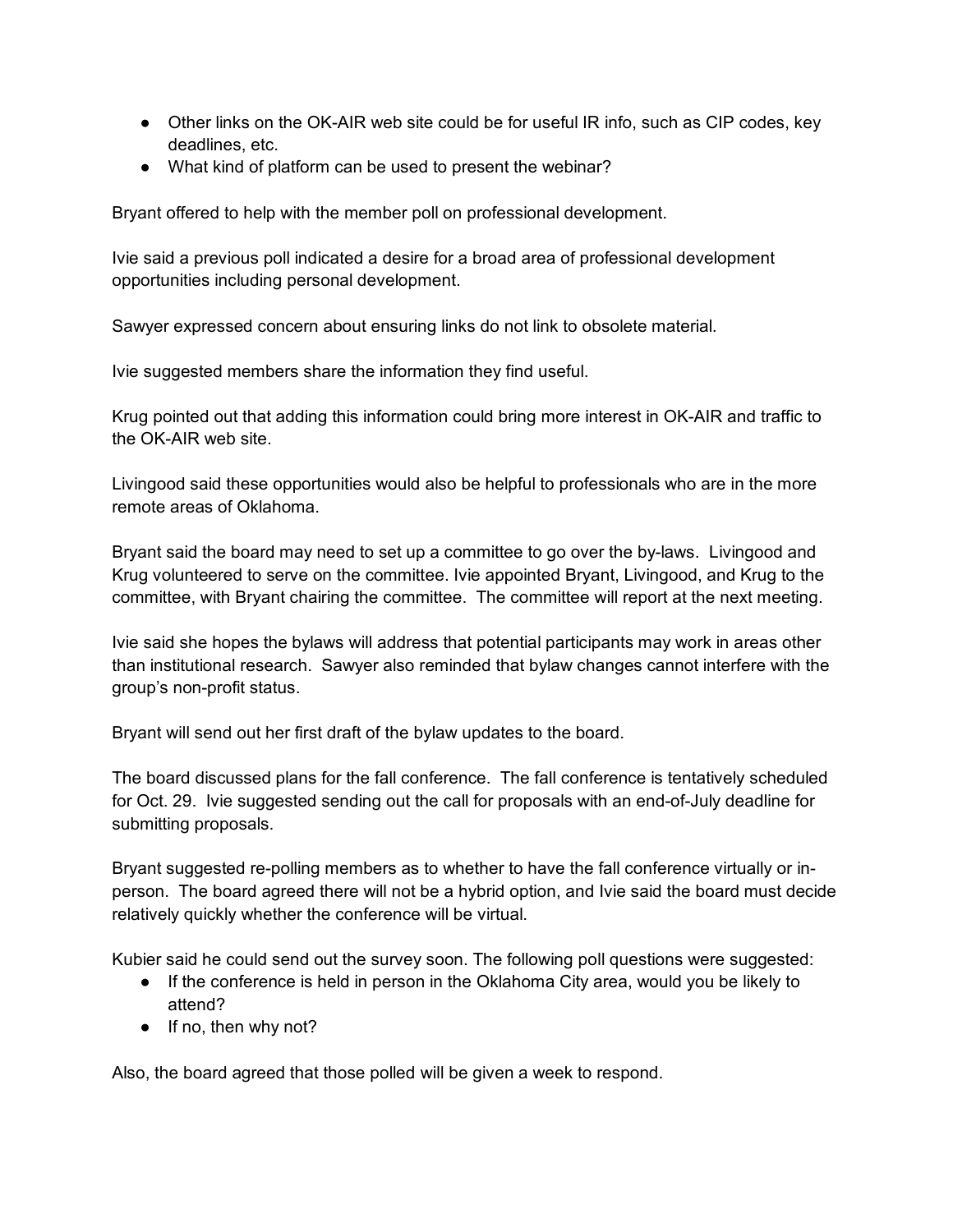- Other links on the OK-AIR web site could be for useful IR info, such as CIP codes, key deadlines, etc.
- What kind of platform can be used to present the webinar?

Bryant offered to help with the member poll on professional development.

Ivie said a previous poll indicated a desire for a broad area of professional development opportunities including personal development.

Sawyer expressed concern about ensuring links do not link to obsolete material.

Ivie suggested members share the information they find useful.

Krug pointed out that adding this information could bring more interest in OK-AIR and traffic to the OK-AIR web site.

Livingood said these opportunities would also be helpful to professionals who are in the more remote areas of Oklahoma.

Bryant said the board may need to set up a committee to go over the by-laws. Livingood and Krug volunteered to serve on the committee. Ivie appointed Bryant, Livingood, and Krug to the committee, with Bryant chairing the committee. The committee will report at the next meeting.

Ivie said she hopes the bylaws will address that potential participants may work in areas other than institutional research. Sawyer also reminded that bylaw changes cannot interfere with the group's non-profit status.

Bryant will send out her first draft of the bylaw updates to the board.

The board discussed plans for the fall conference. The fall conference is tentatively scheduled for Oct. 29. Ivie suggested sending out the call for proposals with an end-of-July deadline for submitting proposals.

Bryant suggested re-polling members as to whether to have the fall conference virtually or in-person. The board agreed there will not be a hybrid option, and Ivie said the board must decide relatively quickly whether the conference will be virtual.

Kubier said he could send out the survey soon. The following poll questions were suggested:

- If the conference is held in person in the Oklahoma City area, would you be likely to attend?
- If no, then why not?

Also, the board agreed that those polled will be given a week to respond.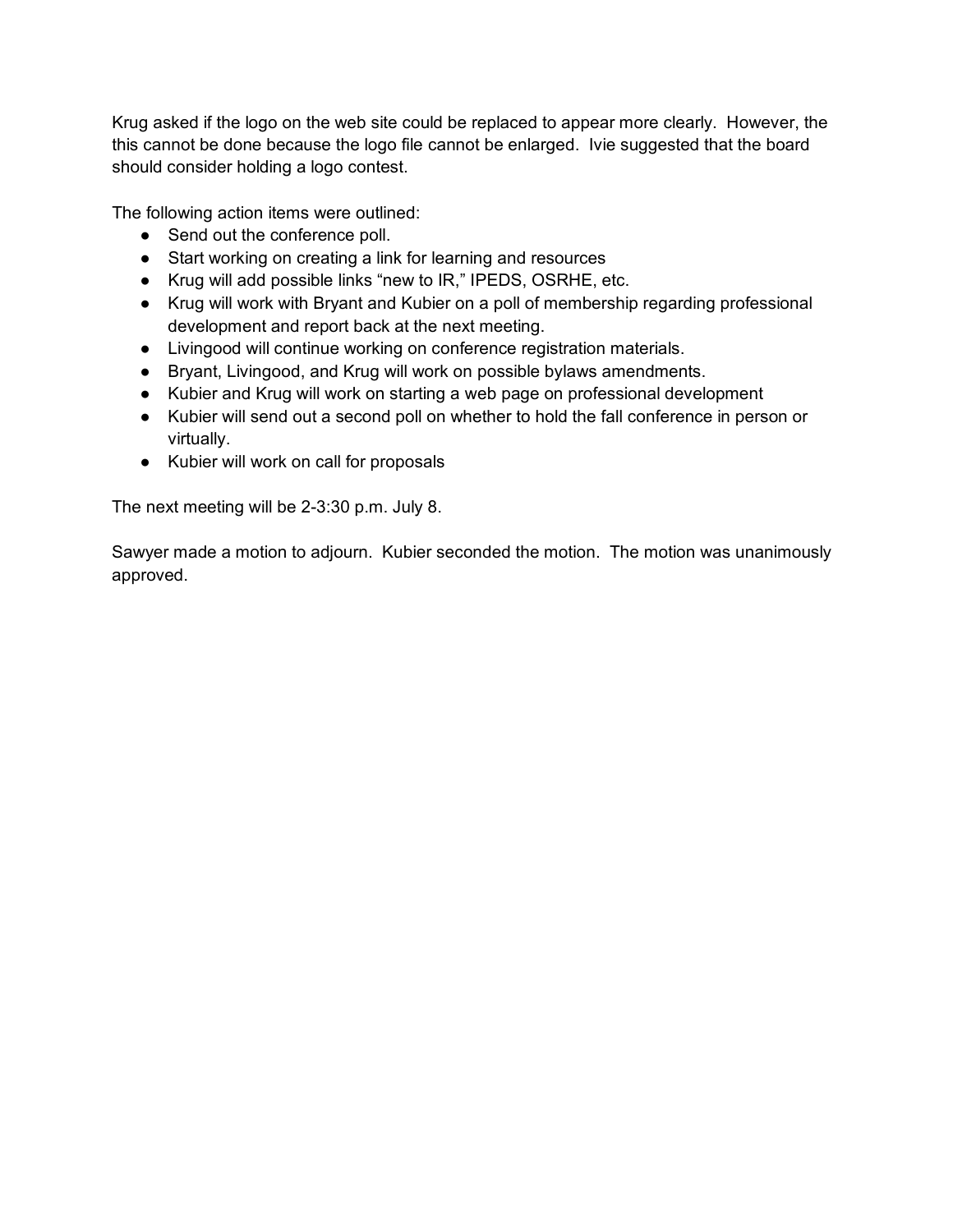Krug asked if the logo on the web site could be replaced to appear more clearly. However, the this cannot be done because the logo file cannot be enlarged. Ivie suggested that the board should consider holding a logo contest.

The following action items were outlined:

- Send out the conference poll.
- Start working on creating a link for learning and resources
- Krug will add possible links “new to IR,” IPEDS, OSRHE, etc.
- Krug will work with Bryant and Kubier on a poll of membership regarding professional development and report back at the next meeting.
- Livingood will continue working on conference registration materials.
- Bryant, Livingood, and Krug will work on possible bylaws amendments.
- Kubier and Krug will work on starting a web page on professional development
- Kubier will send out a second poll on whether to hold the fall conference in person or virtually.
- Kubier will work on call for proposals

The next meeting will be 2-3:30 p.m. July 8.

Sawyer made a motion to adjourn. Kubier seconded the motion. The motion was unanimously approved.